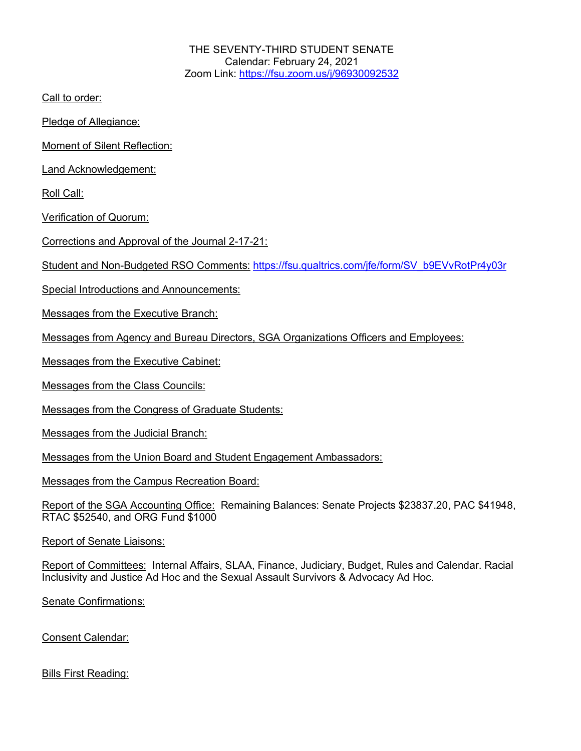THE SEVENTY-THIRD STUDENT SENATE
Calendar: February 24, 2021
Zoom Link: [https://fsu.zoom.us/j/96930092532](https://fsu.zoom.us/j/96930092532)

Call to order:

Pledge of Allegiance:

Moment of Silent Reflection:

Land Acknowledgement:

Roll Call:

Verification of Quorum:

Corrections and Approval of the Journal 2-17-21:

Student and Non-Budgeted RSO Comments: [https://fsu.qualtrics.com/jfe/form/SV_b9EVvRotPr4y03r](https://fsu.qualtrics.com/jfe/form/SV_b9EVvRotPr4y03r)

Special Introductions and Announcements:

Messages from the Executive Branch:

Messages from Agency and Bureau Directors, SGA Organizations Officers and Employees:

Messages from the Executive Cabinet:

Messages from the Class Councils:

Messages from the Congress of Graduate Students:

Messages from the Judicial Branch:

Messages from the Union Board and Student Engagement Ambassadors:

Messages from the Campus Recreation Board:

Report of the SGA Accounting Office: Remaining Balances: Senate Projects $23837.20, PAC $41948, RTAC $52540, and ORG Fund $1000

Report of Senate Liaisons:

Report of Committees: Internal Affairs, SLAA, Finance, Judiciary, Budget, Rules and Calendar. Racial Inclusivity and Justice Ad Hoc and the Sexual Assault Survivors & Advocacy Ad Hoc.

Senate Confirmations:

Consent Calendar:

Bills First Reading: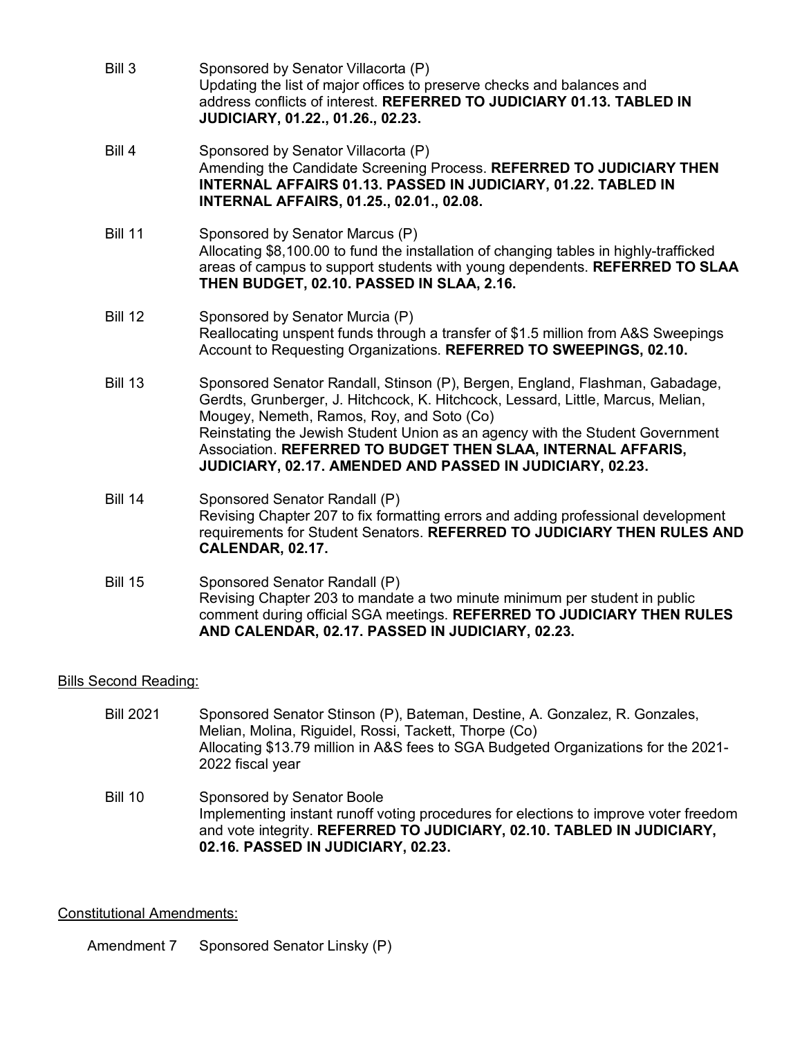Bill 3 Sponsored by Senator Villacorta (P)
Updating the list of major offices to preserve checks and balances and address conflicts of interest. **REFERRED TO JUDICIARY 01.13. TABLED IN JUDICIARY, 01.22., 01.26., 02.23.**

Bill 4 Sponsored by Senator Villacorta (P)
Amending the Candidate Screening Process. **REFERRED TO JUDICIARY THEN INTERNAL AFFAIRS 01.13. PASSED IN JUDICIARY, 01.22. TABLED IN INTERNAL AFFAIRS, 01.25., 02.01., 02.08.**

Bill 11 Sponsored by Senator Marcus (P)
Allocating $8,100.00 to fund the installation of changing tables in highly-trafficked areas of campus to support students with young dependents. **REFERRED TO SLAA THEN BUDGET, 02.10. PASSED IN SLAA, 2.16.**

Bill 12 Sponsored by Senator Murcia (P)
Reallocating unspent funds through a transfer of $1.5 million from A&S Sweepings Account to Requesting Organizations. **REFERRED TO SWEEPINGS, 02.10.**

Bill 13 Sponsored Senator Randall, Stinson (P), Bergen, England, Flashman, Gabadage, Gerdts, Grunberger, J. Hitchcock, K. Hitchcock, Lessard, Little, Marcus, Melian, Mougey, Nemeth, Ramos, Roy, and Soto (Co)
Reinstating the Jewish Student Union as an agency with the Student Government Association. **REFERRED TO BUDGET THEN SLAA, INTERNAL AFFARIS, JUDICIARY, 02.17. AMENDED AND PASSED IN JUDICIARY, 02.23.**

Bill 14 Sponsored Senator Randall (P)
Revising Chapter 207 to fix formatting errors and adding professional development requirements for Student Senators. **REFERRED TO JUDICIARY THEN RULES AND CALENDAR, 02.17.**

Bill 15 Sponsored Senator Randall (P)
Revising Chapter 203 to mandate a two minute minimum per student in public comment during official SGA meetings. **REFERRED TO JUDICIARY THEN RULES AND CALENDAR, 02.17. PASSED IN JUDICIARY, 02.23.**

<u>Bills Second Reading:</u>

Bill 2021 Sponsored Senator Stinson (P), Bateman, Destine, A. Gonzalez, R. Gonzales, Melian, Molina, Riguidel, Rossi, Tackett, Thorpe (Co)
Allocating $13.79 million in A&S fees to SGA Budgeted Organizations for the 2021-2022 fiscal year

Bill 10 Sponsored by Senator Boole
Implementing instant runoff voting procedures for elections to improve voter freedom and vote integrity. **REFERRED TO JUDICIARY, 02.10. TABLED IN JUDICIARY, 02.16. PASSED IN JUDICIARY, 02.23.**

<u>Constitutional Amendments:</u>

Amendment 7 Sponsored Senator Linsky (P)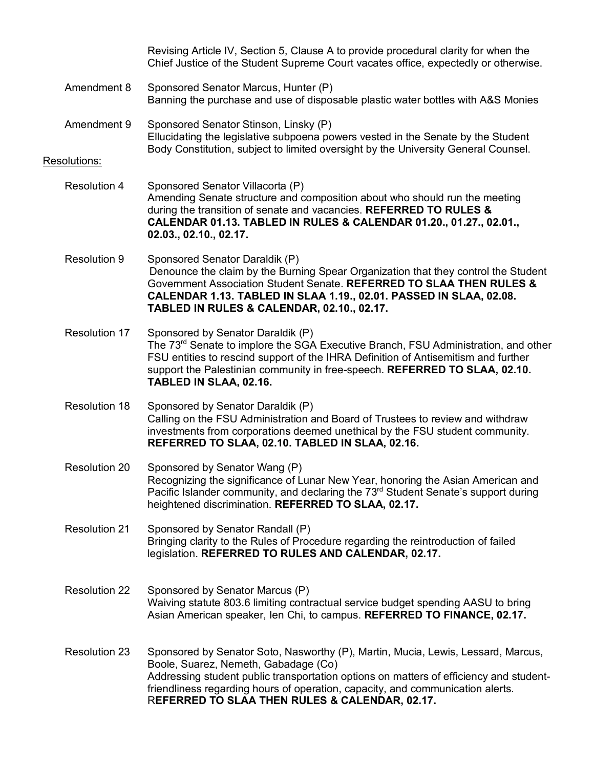Revising Article IV, Section 5, Clause A to provide procedural clarity for when the Chief Justice of the Student Supreme Court vacates office, expectedly or otherwise.

Amendment 8 — Sponsored Senator Marcus, Hunter (P)
Banning the purchase and use of disposable plastic water bottles with A&S Monies

Amendment 9 — Sponsored Senator Stinson, Linsky (P)
Ellucidating the legislative subpoena powers vested in the Senate by the Student Body Constitution, subject to limited oversight by the University General Counsel.

Resolutions:

Resolution 4 — Sponsored Senator Villacorta (P)
Amending Senate structure and composition about who should run the meeting during the transition of senate and vacancies. **REFERRED TO RULES & CALENDAR 01.13. TABLED IN RULES & CALENDAR 01.20., 01.27., 02.01., 02.03., 02.10., 02.17.**

Resolution 9 — Sponsored Senator Daraldik (P)
Denounce the claim by the Burning Spear Organization that they control the Student Government Association Student Senate. **REFERRED TO SLAA THEN RULES & CALENDAR 1.13. TABLED IN SLAA 1.19., 02.01. PASSED IN SLAA, 02.08. TABLED IN RULES & CALENDAR, 02.10., 02.17.**

Resolution 17 — Sponsored by Senator Daraldik (P)
The 73rd Senate to implore the SGA Executive Branch, FSU Administration, and other FSU entities to rescind support of the IHRA Definition of Antisemitism and further support the Palestinian community in free-speech. **REFERRED TO SLAA, 02.10. TABLED IN SLAA, 02.16.**

Resolution 18 — Sponsored by Senator Daraldik (P)
Calling on the FSU Administration and Board of Trustees to review and withdraw investments from corporations deemed unethical by the FSU student community. **REFERRED TO SLAA, 02.10. TABLED IN SLAA, 02.16.**

Resolution 20 — Sponsored by Senator Wang (P)
Recognizing the significance of Lunar New Year, honoring the Asian American and Pacific Islander community, and declaring the 73rd Student Senate's support during heightened discrimination. **REFERRED TO SLAA, 02.17.**

Resolution 21 — Sponsored by Senator Randall (P)
Bringing clarity to the Rules of Procedure regarding the reintroduction of failed legislation. **REFERRED TO RULES AND CALENDAR, 02.17.**

Resolution 22 — Sponsored by Senator Marcus (P)
Waiving statute 803.6 limiting contractual service budget spending AASU to bring Asian American speaker, Ien Chi, to campus. **REFERRED TO FINANCE, 02.17.**

Resolution 23 — Sponsored by Senator Soto, Nasworthy (P), Martin, Mucia, Lewis, Lessard, Marcus, Boole, Suarez, Nemeth, Gabadage (Co)
Addressing student public transportation options on matters of efficiency and student-friendliness regarding hours of operation, capacity, and communication alerts. R**EFERRED TO SLAA THEN RULES & CALENDAR, 02.17.**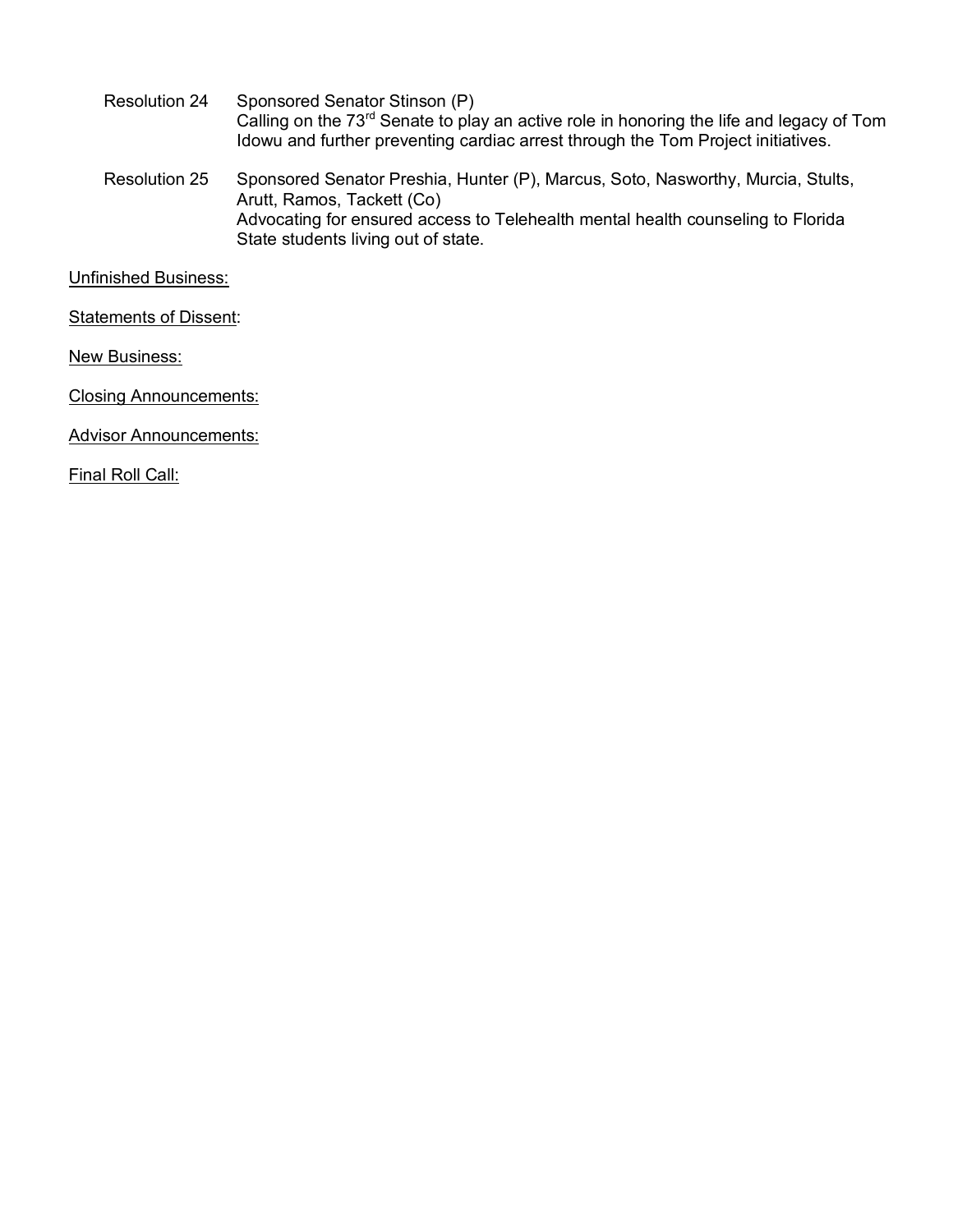Resolution 24 Sponsored Senator Stinson (P)
Calling on the 73rd Senate to play an active role in honoring the life and legacy of Tom Idowu and further preventing cardiac arrest through the Tom Project initiatives.

Resolution 25 Sponsored Senator Preshia, Hunter (P), Marcus, Soto, Nasworthy, Murcia, Stults, Arutt, Ramos, Tackett (Co)
Advocating for ensured access to Telehealth mental health counseling to Florida State students living out of state.

<u>Unfinished Business:</u>

<u>Statements of Dissent</u>:

<u>New Business:</u>

<u>Closing Announcements:</u>

<u>Advisor Announcements:</u>

<u>Final Roll Call:</u>